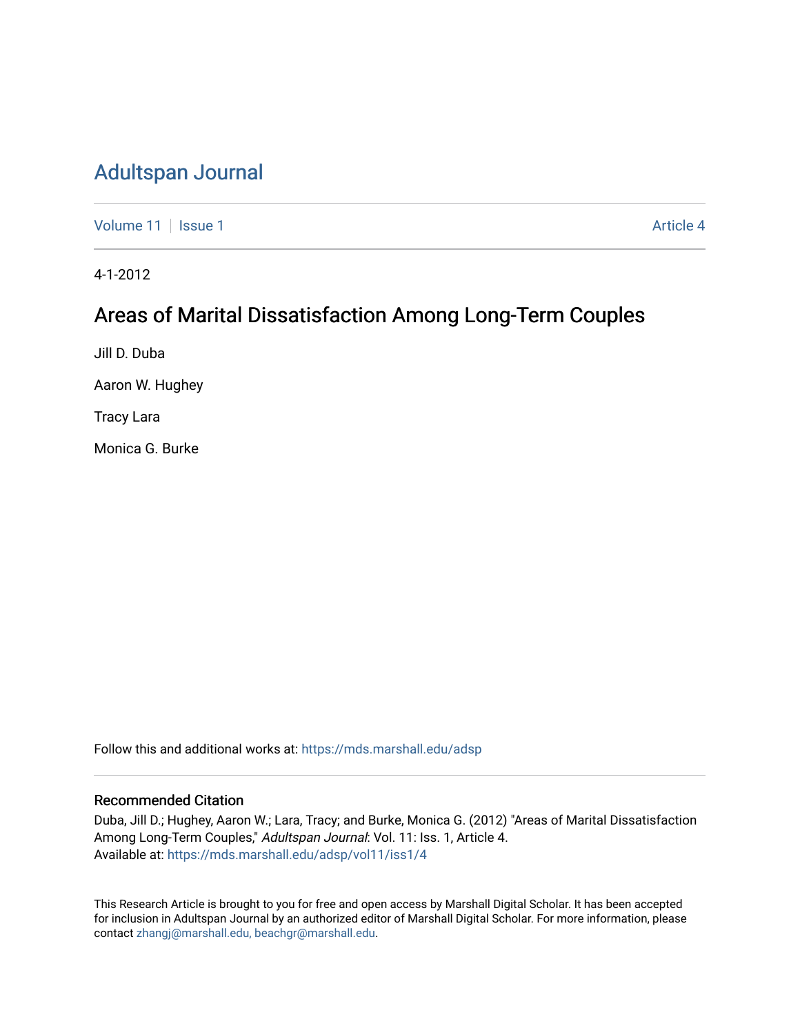# Adultspan Journal

Volume 11 | Issue 1 | Article 4

4-1-2012

## Areas of Marital Dissatisfaction Among Long-Term Couples

Jill D. Duba

Aaron W. Hughey

Tracy Lara

Monica G. Burke

Follow this and additional works at: https://mds.marshall.edu/adsp

### Recommended Citation

Duba, Jill D.; Hughey, Aaron W.; Lara, Tracy; and Burke, Monica G. (2012) "Areas of Marital Dissatisfaction Among Long-Term Couples," *Adultspan Journal*: Vol. 11: Iss. 1, Article 4.
Available at: https://mds.marshall.edu/adsp/vol11/iss1/4

This Research Article is brought to you for free and open access by Marshall Digital Scholar. It has been accepted for inclusion in Adultspan Journal by an authorized editor of Marshall Digital Scholar. For more information, please contact zhangj@marshall.edu, beachgr@marshall.edu.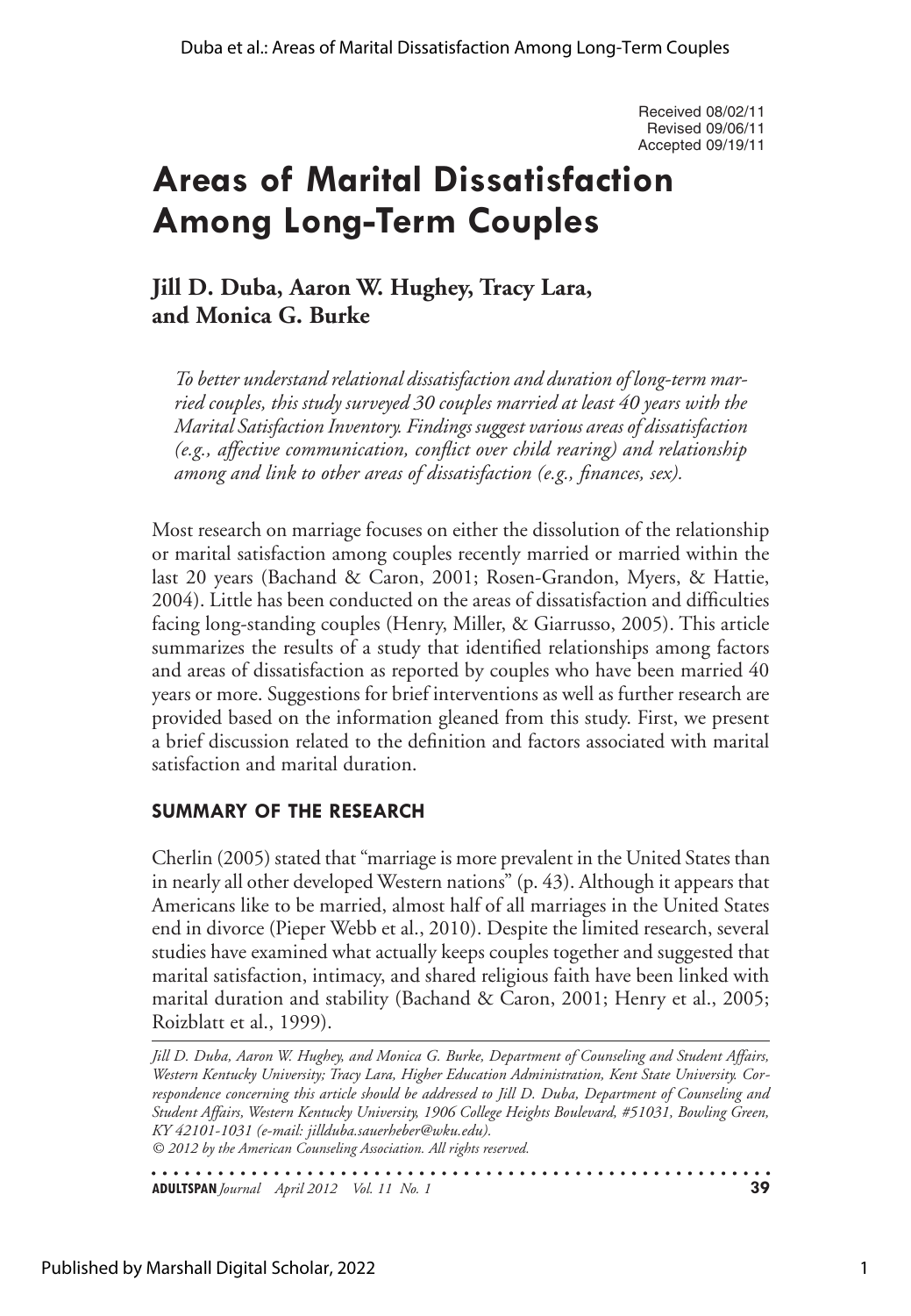Received 08/02/11
Revised 09/06/11
Accepted 09/19/11

# Areas of Marital Dissatisfaction Among Long-Term Couples

**Jill D. Duba, Aaron W. Hughey, Tracy Lara, and Monica G. Burke**

*To better understand relational dissatisfaction and duration of long-term married couples, this study surveyed 30 couples married at least 40 years with the Marital Satisfaction Inventory. Findings suggest various areas of dissatisfaction (e.g., affective communication, conflict over child rearing) and relationship among and link to other areas of dissatisfaction (e.g., finances, sex).*

Most research on marriage focuses on either the dissolution of the relationship or marital satisfaction among couples recently married or married within the last 20 years (Bachand & Caron, 2001; Rosen-Grandon, Myers, & Hattie, 2004). Little has been conducted on the areas of dissatisfaction and difficulties facing long-standing couples (Henry, Miller, & Giarrusso, 2005). This article summarizes the results of a study that identified relationships among factors and areas of dissatisfaction as reported by couples who have been married 40 years or more. Suggestions for brief interventions as well as further research are provided based on the information gleaned from this study. First, we present a brief discussion related to the definition and factors associated with marital satisfaction and marital duration.

## SUMMARY OF THE RESEARCH

Cherlin (2005) stated that "marriage is more prevalent in the United States than in nearly all other developed Western nations" (p. 43). Although it appears that Americans like to be married, almost half of all marriages in the United States end in divorce (Pieper Webb et al., 2010). Despite the limited research, several studies have examined what actually keeps couples together and suggested that marital satisfaction, intimacy, and shared religious faith have been linked with marital duration and stability (Bachand & Caron, 2001; Henry et al., 2005; Roizblatt et al., 1999).

*Jill D. Duba, Aaron W. Hughey, and Monica G. Burke, Department of Counseling and Student Affairs, Western Kentucky University; Tracy Lara, Higher Education Administration, Kent State University. Correspondence concerning this article should be addressed to Jill D. Duba, Department of Counseling and Student Affairs, Western Kentucky University, 1906 College Heights Boulevard, #51031, Bowling Green, KY 42101-1031 (e-mail: jillduba.sauerheber@wku.edu).*
*© 2012 by the American Counseling Association. All rights reserved.*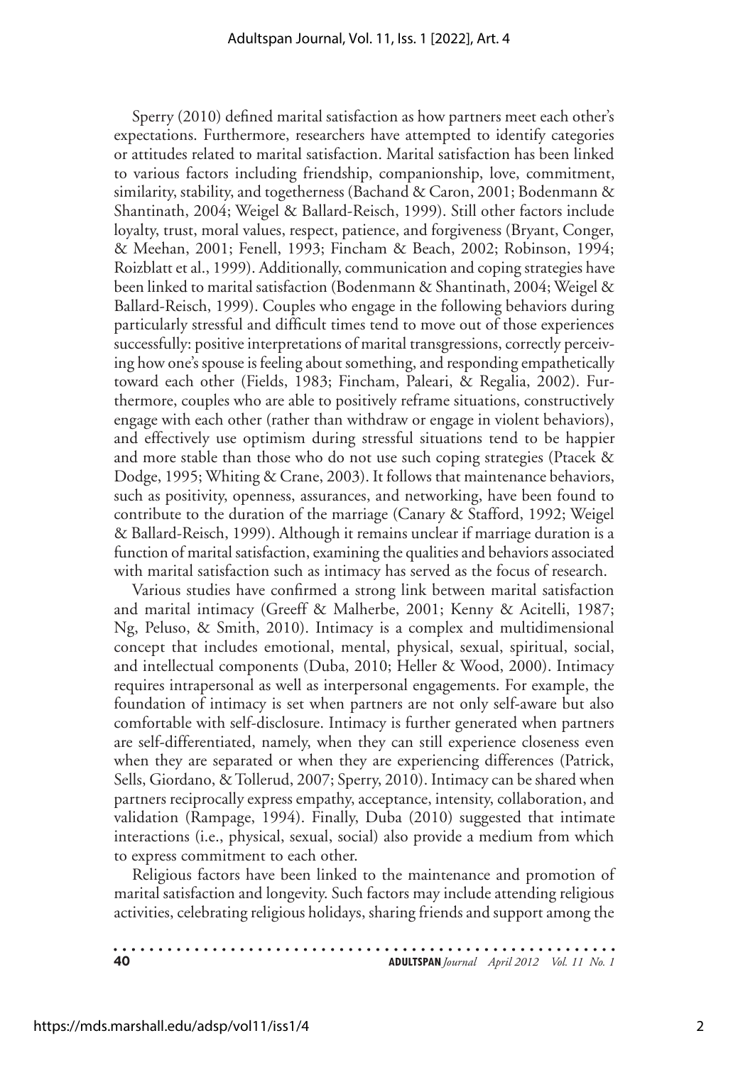Sperry (2010) defined marital satisfaction as how partners meet each other's expectations. Furthermore, researchers have attempted to identify categories or attitudes related to marital satisfaction. Marital satisfaction has been linked to various factors including friendship, companionship, love, commitment, similarity, stability, and togetherness (Bachand & Caron, 2001; Bodenmann & Shantinath, 2004; Weigel & Ballard-Reisch, 1999). Still other factors include loyalty, trust, moral values, respect, patience, and forgiveness (Bryant, Conger, & Meehan, 2001; Fenell, 1993; Fincham & Beach, 2002; Robinson, 1994; Roizblatt et al., 1999). Additionally, communication and coping strategies have been linked to marital satisfaction (Bodenmann & Shantinath, 2004; Weigel & Ballard-Reisch, 1999). Couples who engage in the following behaviors during particularly stressful and difficult times tend to move out of those experiences successfully: positive interpretations of marital transgressions, correctly perceiving how one's spouse is feeling about something, and responding empathetically toward each other (Fields, 1983; Fincham, Paleari, & Regalia, 2002). Furthermore, couples who are able to positively reframe situations, constructively engage with each other (rather than withdraw or engage in violent behaviors), and effectively use optimism during stressful situations tend to be happier and more stable than those who do not use such coping strategies (Ptacek & Dodge, 1995; Whiting & Crane, 2003). It follows that maintenance behaviors, such as positivity, openness, assurances, and networking, have been found to contribute to the duration of the marriage (Canary & Stafford, 1992; Weigel & Ballard-Reisch, 1999). Although it remains unclear if marriage duration is a function of marital satisfaction, examining the qualities and behaviors associated with marital satisfaction such as intimacy has served as the focus of research.

Various studies have confirmed a strong link between marital satisfaction and marital intimacy (Greeff & Malherbe, 2001; Kenny & Acitelli, 1987; Ng, Peluso, & Smith, 2010). Intimacy is a complex and multidimensional concept that includes emotional, mental, physical, sexual, spiritual, social, and intellectual components (Duba, 2010; Heller & Wood, 2000). Intimacy requires intrapersonal as well as interpersonal engagements. For example, the foundation of intimacy is set when partners are not only self-aware but also comfortable with self-disclosure. Intimacy is further generated when partners are self-differentiated, namely, when they can still experience closeness even when they are separated or when they are experiencing differences (Patrick, Sells, Giordano, & Tollerud, 2007; Sperry, 2010). Intimacy can be shared when partners reciprocally express empathy, acceptance, intensity, collaboration, and validation (Rampage, 1994). Finally, Duba (2010) suggested that intimate interactions (i.e., physical, sexual, social) also provide a medium from which to express commitment to each other.

Religious factors have been linked to the maintenance and promotion of marital satisfaction and longevity. Such factors may include attending religious activities, celebrating religious holidays, sharing friends and support among the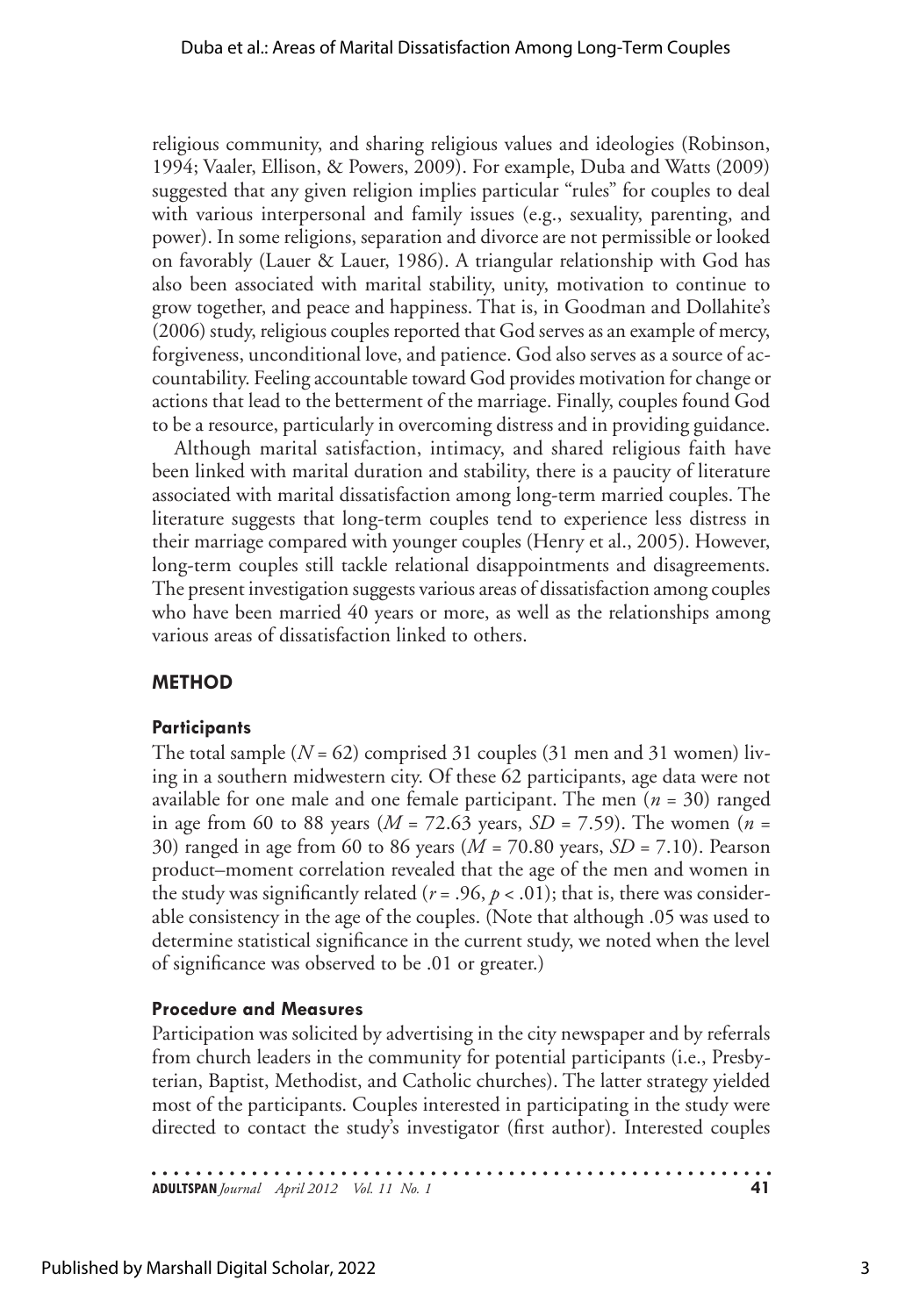religious community, and sharing religious values and ideologies (Robinson, 1994; Vaaler, Ellison, & Powers, 2009). For example, Duba and Watts (2009) suggested that any given religion implies particular "rules" for couples to deal with various interpersonal and family issues (e.g., sexuality, parenting, and power). In some religions, separation and divorce are not permissible or looked on favorably (Lauer & Lauer, 1986). A triangular relationship with God has also been associated with marital stability, unity, motivation to continue to grow together, and peace and happiness. That is, in Goodman and Dollahite's (2006) study, religious couples reported that God serves as an example of mercy, forgiveness, unconditional love, and patience. God also serves as a source of accountability. Feeling accountable toward God provides motivation for change or actions that lead to the betterment of the marriage. Finally, couples found God to be a resource, particularly in overcoming distress and in providing guidance.

Although marital satisfaction, intimacy, and shared religious faith have been linked with marital duration and stability, there is a paucity of literature associated with marital dissatisfaction among long-term married couples. The literature suggests that long-term couples tend to experience less distress in their marriage compared with younger couples (Henry et al., 2005). However, long-term couples still tackle relational disappointments and disagreements. The present investigation suggests various areas of dissatisfaction among couples who have been married 40 years or more, as well as the relationships among various areas of dissatisfaction linked to others.

## METHOD

### Participants

The total sample ($N = 62$) comprised 31 couples (31 men and 31 women) living in a southern midwestern city. Of these 62 participants, age data were not available for one male and one female participant. The men ($n = 30$) ranged in age from 60 to 88 years ($M = 72.63$ years, $SD = 7.59$). The women ($n = 30$) ranged in age from 60 to 86 years ($M = 70.80$ years, $SD = 7.10$). Pearson product–moment correlation revealed that the age of the men and women in the study was significantly related ($r = .96$, $p < .01$); that is, there was considerable consistency in the age of the couples. (Note that although .05 was used to determine statistical significance in the current study, we noted when the level of significance was observed to be .01 or greater.)

### Procedure and Measures

Participation was solicited by advertising in the city newspaper and by referrals from church leaders in the community for potential participants (i.e., Presbyterian, Baptist, Methodist, and Catholic churches). The latter strategy yielded most of the participants. Couples interested in participating in the study were directed to contact the study's investigator (first author). Interested couples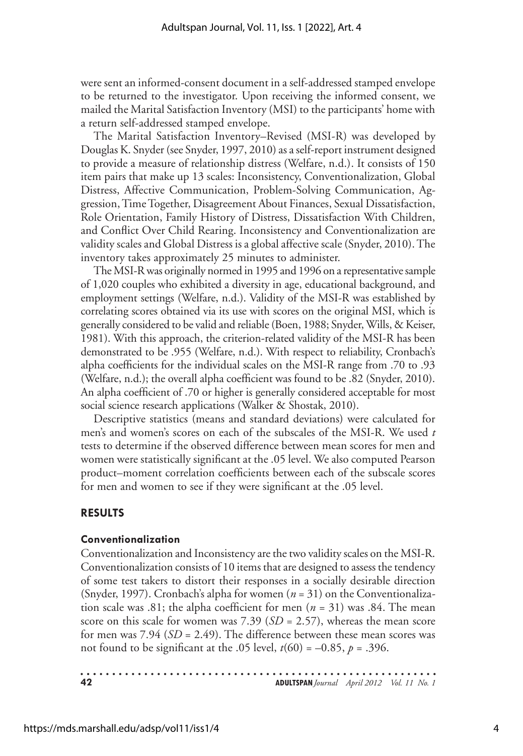were sent an informed-consent document in a self-addressed stamped envelope to be returned to the investigator. Upon receiving the informed consent, we mailed the Marital Satisfaction Inventory (MSI) to the participants' home with a return self-addressed stamped envelope.

The Marital Satisfaction Inventory–Revised (MSI-R) was developed by Douglas K. Snyder (see Snyder, 1997, 2010) as a self-report instrument designed to provide a measure of relationship distress (Welfare, n.d.). It consists of 150 item pairs that make up 13 scales: Inconsistency, Conventionalization, Global Distress, Affective Communication, Problem-Solving Communication, Aggression, Time Together, Disagreement About Finances, Sexual Dissatisfaction, Role Orientation, Family History of Distress, Dissatisfaction With Children, and Conflict Over Child Rearing. Inconsistency and Conventionalization are validity scales and Global Distress is a global affective scale (Snyder, 2010). The inventory takes approximately 25 minutes to administer.

The MSI-R was originally normed in 1995 and 1996 on a representative sample of 1,020 couples who exhibited a diversity in age, educational background, and employment settings (Welfare, n.d.). Validity of the MSI-R was established by correlating scores obtained via its use with scores on the original MSI, which is generally considered to be valid and reliable (Boen, 1988; Snyder, Wills, & Keiser, 1981). With this approach, the criterion-related validity of the MSI-R has been demonstrated to be .955 (Welfare, n.d.). With respect to reliability, Cronbach's alpha coefficients for the individual scales on the MSI-R range from .70 to .93 (Welfare, n.d.); the overall alpha coefficient was found to be .82 (Snyder, 2010). An alpha coefficient of .70 or higher is generally considered acceptable for most social science research applications (Walker & Shostak, 2010).

Descriptive statistics (means and standard deviations) were calculated for men's and women's scores on each of the subscales of the MSI-R. We used $t$ tests to determine if the observed difference between mean scores for men and women were statistically significant at the .05 level. We also computed Pearson product–moment correlation coefficients between each of the subscale scores for men and women to see if they were significant at the .05 level.

## RESULTS

### Conventionalization

Conventionalization and Inconsistency are the two validity scales on the MSI-R. Conventionalization consists of 10 items that are designed to assess the tendency of some test takers to distort their responses in a socially desirable direction (Snyder, 1997). Cronbach's alpha for women ($n$ = 31) on the Conventionalization scale was .81; the alpha coefficient for men ($n$ = 31) was .84. The mean score on this scale for women was 7.39 ($SD$ = 2.57), whereas the mean score for men was 7.94 ($SD$ = 2.49). The difference between these mean scores was not found to be significant at the .05 level, $t(60) = -0.85$, $p = .396$.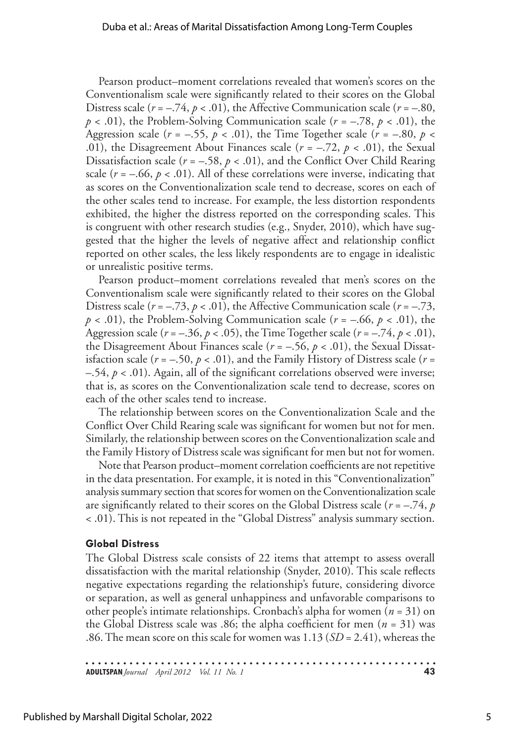Pearson product–moment correlations revealed that women's scores on the Conventionalism scale were significantly related to their scores on the Global Distress scale ($r = -.74$, $p < .01$), the Affective Communication scale ($r = -.80$, $p < .01$), the Problem-Solving Communication scale ($r = -.78$, $p < .01$), the Aggression scale ($r = -.55$, $p < .01$), the Time Together scale ($r = -.80$, $p < .01$), the Disagreement About Finances scale ($r = -.72$, $p < .01$), the Sexual Dissatisfaction scale ($r = -.58$, $p < .01$), and the Conflict Over Child Rearing scale ($r = -.66$, $p < .01$). All of these correlations were inverse, indicating that as scores on the Conventionalization scale tend to decrease, scores on each of the other scales tend to increase. For example, the less distortion respondents exhibited, the higher the distress reported on the corresponding scales. This is congruent with other research studies (e.g., Snyder, 2010), which have suggested that the higher the levels of negative affect and relationship conflict reported on other scales, the less likely respondents are to engage in idealistic or unrealistic positive terms.

Pearson product–moment correlations revealed that men's scores on the Conventionalism scale were significantly related to their scores on the Global Distress scale ($r = -.73$, $p < .01$), the Affective Communication scale ($r = -.73$, $p < .01$), the Problem-Solving Communication scale ($r = -.66$, $p < .01$), the Aggression scale ($r = -.36$, $p < .05$), the Time Together scale ($r = -.74$, $p < .01$), the Disagreement About Finances scale ($r = -.56$, $p < .01$), the Sexual Dissatisfaction scale ($r = -.50$, $p < .01$), and the Family History of Distress scale ($r = -.54$, $p < .01$). Again, all of the significant correlations observed were inverse; that is, as scores on the Conventionalization scale tend to decrease, scores on each of the other scales tend to increase.

The relationship between scores on the Conventionalization Scale and the Conflict Over Child Rearing scale was significant for women but not for men. Similarly, the relationship between scores on the Conventionalization scale and the Family History of Distress scale was significant for men but not for women.

Note that Pearson product–moment correlation coefficients are not repetitive in the data presentation. For example, it is noted in this "Conventionalization" analysis summary section that scores for women on the Conventionalization scale are significantly related to their scores on the Global Distress scale ($r = -.74$, $p < .01$). This is not repeated in the "Global Distress" analysis summary section.

### Global Distress

The Global Distress scale consists of 22 items that attempt to assess overall dissatisfaction with the marital relationship (Snyder, 2010). This scale reflects negative expectations regarding the relationship's future, considering divorce or separation, as well as general unhappiness and unfavorable comparisons to other people's intimate relationships. Cronbach's alpha for women ($n = 31$) on the Global Distress scale was .86; the alpha coefficient for men ($n = 31$) was .86. The mean score on this scale for women was 1.13 ($SD = 2.41$), whereas the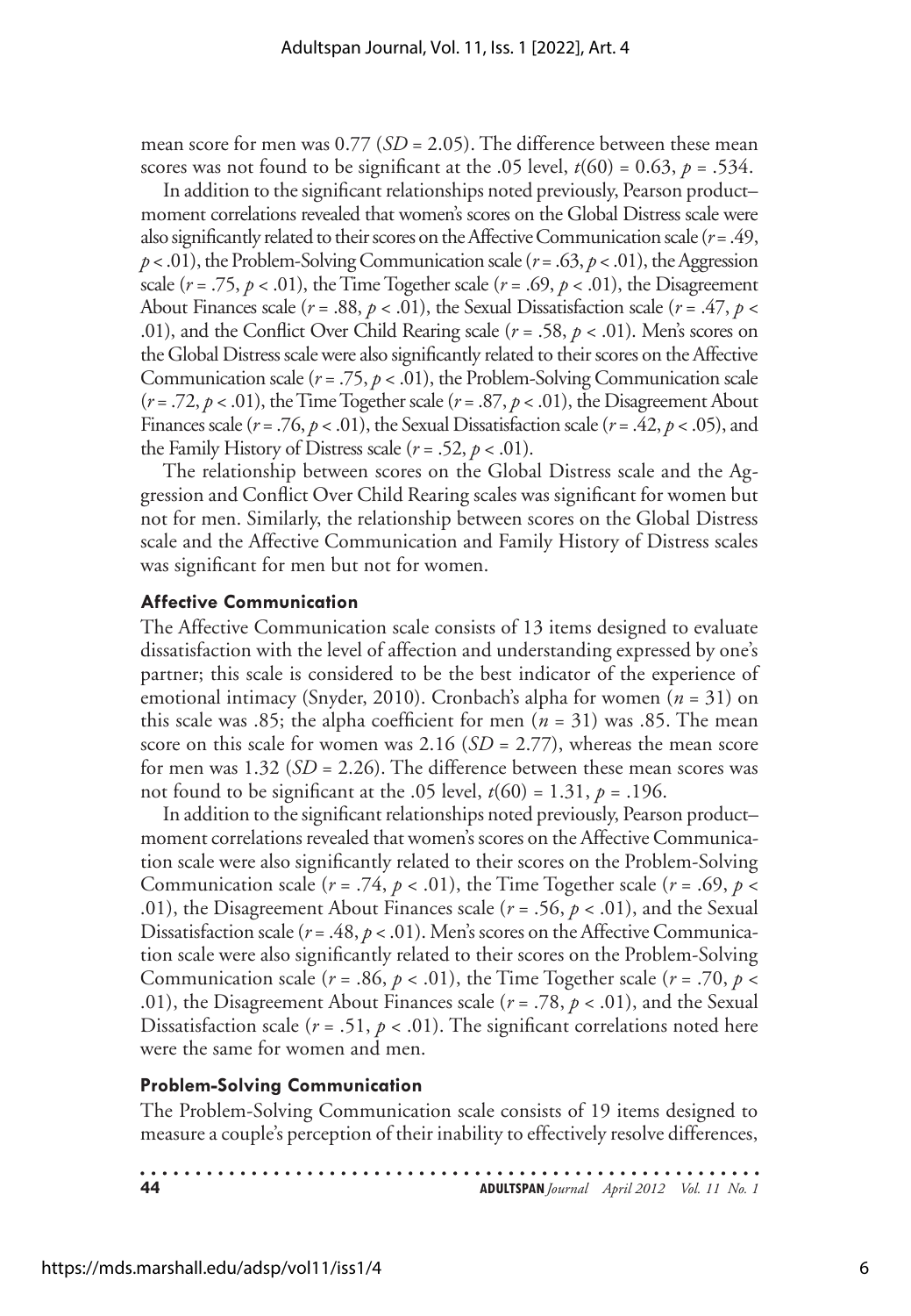mean score for men was 0.77 ($SD$ = 2.05). The difference between these mean scores was not found to be significant at the .05 level, $t(60) = 0.63$, $p = .534$.

In addition to the significant relationships noted previously, Pearson product–moment correlations revealed that women's scores on the Global Distress scale were also significantly related to their scores on the Affective Communication scale ($r = .49$, $p < .01$), the Problem-Solving Communication scale ($r = .63$, $p < .01$), the Aggression scale ($r = .75$, $p < .01$), the Time Together scale ($r = .69$, $p < .01$), the Disagreement About Finances scale ($r = .88$, $p < .01$), the Sexual Dissatisfaction scale ($r = .47$, $p < .01$), and the Conflict Over Child Rearing scale ($r = .58$, $p < .01$). Men's scores on the Global Distress scale were also significantly related to their scores on the Affective Communication scale ($r = .75$, $p < .01$), the Problem-Solving Communication scale ($r = .72$, $p < .01$), the Time Together scale ($r = .87$, $p < .01$), the Disagreement About Finances scale ($r = .76$, $p < .01$), the Sexual Dissatisfaction scale ($r = .42$, $p < .05$), and the Family History of Distress scale ($r = .52$, $p < .01$).

The relationship between scores on the Global Distress scale and the Aggression and Conflict Over Child Rearing scales was significant for women but not for men. Similarly, the relationship between scores on the Global Distress scale and the Affective Communication and Family History of Distress scales was significant for men but not for women.

#### Affective Communication

The Affective Communication scale consists of 13 items designed to evaluate dissatisfaction with the level of affection and understanding expressed by one's partner; this scale is considered to be the best indicator of the experience of emotional intimacy (Snyder, 2010). Cronbach's alpha for women ($n = 31$) on this scale was .85; the alpha coefficient for men ($n = 31$) was .85. The mean score on this scale for women was 2.16 ($SD$ = 2.77), whereas the mean score for men was 1.32 ($SD$ = 2.26). The difference between these mean scores was not found to be significant at the .05 level, $t(60) = 1.31$, $p = .196$.

In addition to the significant relationships noted previously, Pearson product–moment correlations revealed that women's scores on the Affective Communication scale were also significantly related to their scores on the Problem-Solving Communication scale ($r = .74$, $p < .01$), the Time Together scale ($r = .69$, $p < .01$), the Disagreement About Finances scale ($r = .56$, $p < .01$), and the Sexual Dissatisfaction scale ($r = .48$, $p < .01$). Men's scores on the Affective Communication scale were also significantly related to their scores on the Problem-Solving Communication scale ($r = .86$, $p < .01$), the Time Together scale ($r = .70$, $p < .01$), the Disagreement About Finances scale ($r = .78$, $p < .01$), and the Sexual Dissatisfaction scale ($r = .51$, $p < .01$). The significant correlations noted here were the same for women and men.

#### Problem-Solving Communication

The Problem-Solving Communication scale consists of 19 items designed to measure a couple's perception of their inability to effectively resolve differences,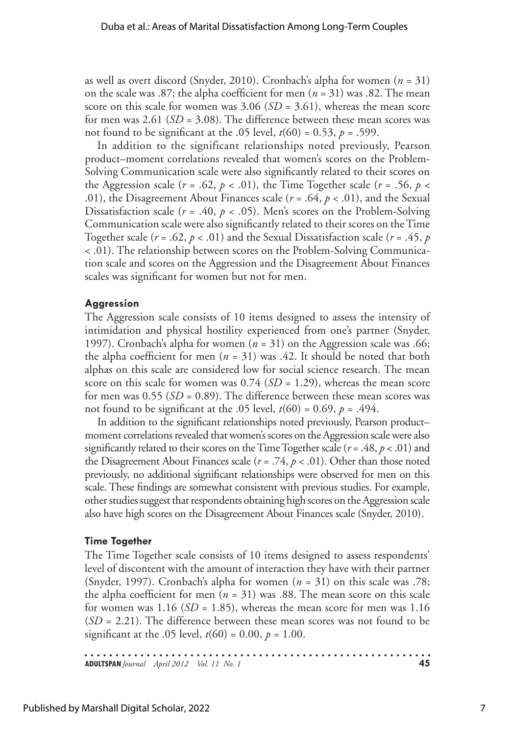as well as overt discord (Snyder, 2010). Cronbach's alpha for women ($n$ = 31) on the scale was .87; the alpha coefficient for men ($n$ = 31) was .82. The mean score on this scale for women was 3.06 ($SD$ = 3.61), whereas the mean score for men was 2.61 ($SD$ = 3.08). The difference between these mean scores was not found to be significant at the .05 level, $t(60) = 0.53$, $p = .599$.

In addition to the significant relationships noted previously, Pearson product–moment correlations revealed that women's scores on the Problem-Solving Communication scale were also significantly related to their scores on the Aggression scale ($r = .62$, $p < .01$), the Time Together scale ($r = .56$, $p < .01$), the Disagreement About Finances scale ($r = .64$, $p < .01$), and the Sexual Dissatisfaction scale ($r = .40$, $p < .05$). Men's scores on the Problem-Solving Communication scale were also significantly related to their scores on the Time Together scale ($r = .62$, $p < .01$) and the Sexual Dissatisfaction scale ($r = .45$, $p < .01$). The relationship between scores on the Problem-Solving Communication scale and scores on the Aggression and the Disagreement About Finances scales was significant for women but not for men.

#### Aggression

The Aggression scale consists of 10 items designed to assess the intensity of intimidation and physical hostility experienced from one's partner (Snyder, 1997). Cronbach's alpha for women ($n$ = 31) on the Aggression scale was .66; the alpha coefficient for men ($n$ = 31) was .42. It should be noted that both alphas on this scale are considered low for social science research. The mean score on this scale for women was 0.74 ($SD$ = 1.29), whereas the mean score for men was 0.55 ($SD$ = 0.89). The difference between these mean scores was not found to be significant at the .05 level, $t(60) = 0.69$, $p = .494$.

In addition to the significant relationships noted previously, Pearson product–moment correlations revealed that women's scores on the Aggression scale were also significantly related to their scores on the Time Together scale ($r = .48$, $p < .01$) and the Disagreement About Finances scale ($r = .74$, $p < .01$). Other than those noted previously, no additional significant relationships were observed for men on this scale. These findings are somewhat consistent with previous studies. For example, other studies suggest that respondents obtaining high scores on the Aggression scale also have high scores on the Disagreement About Finances scale (Snyder, 2010).

#### Time Together

The Time Together scale consists of 10 items designed to assess respondents' level of discontent with the amount of interaction they have with their partner (Snyder, 1997). Cronbach's alpha for women ($n$ = 31) on this scale was .78; the alpha coefficient for men ($n$ = 31) was .88. The mean score on this scale for women was 1.16 ($SD$ = 1.85), whereas the mean score for men was 1.16 ($SD$ = 2.21). The difference between these mean scores was not found to be significant at the .05 level, $t(60) = 0.00$, $p = 1.00$.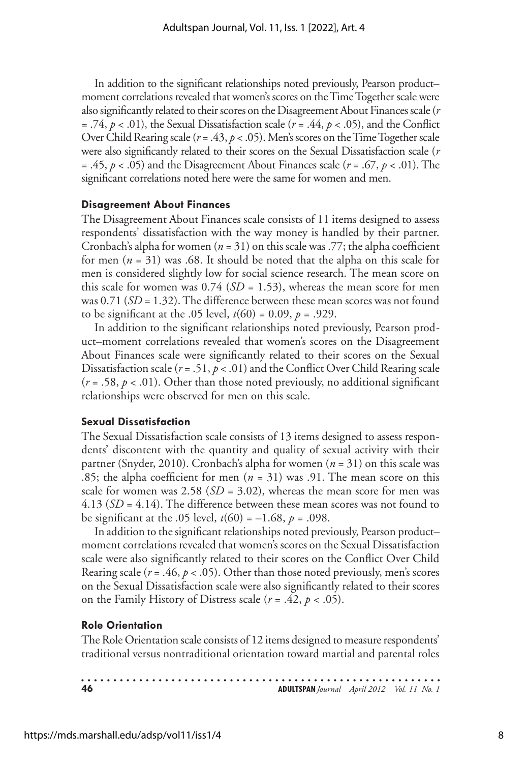In addition to the significant relationships noted previously, Pearson product–moment correlations revealed that women's scores on the Time Together scale were also significantly related to their scores on the Disagreement About Finances scale ($r = .74$, $p < .01$), the Sexual Dissatisfaction scale ($r = .44$, $p < .05$), and the Conflict Over Child Rearing scale ($r = .43$, $p < .05$). Men's scores on the Time Together scale were also significantly related to their scores on the Sexual Dissatisfaction scale ($r = .45$, $p < .05$) and the Disagreement About Finances scale ($r = .67$, $p < .01$). The significant correlations noted here were the same for women and men.

#### Disagreement About Finances

The Disagreement About Finances scale consists of 11 items designed to assess respondents' dissatisfaction with the way money is handled by their partner. Cronbach's alpha for women ($n = 31$) on this scale was .77; the alpha coefficient for men ($n = 31$) was .68. It should be noted that the alpha on this scale for men is considered slightly low for social science research. The mean score on this scale for women was 0.74 ($SD = 1.53$), whereas the mean score for men was 0.71 ($SD = 1.32$). The difference between these mean scores was not found to be significant at the .05 level, $t(60) = 0.09$, $p = .929$.

In addition to the significant relationships noted previously, Pearson product–moment correlations revealed that women's scores on the Disagreement About Finances scale were significantly related to their scores on the Sexual Dissatisfaction scale ($r = .51$, $p < .01$) and the Conflict Over Child Rearing scale ($r = .58$, $p < .01$). Other than those noted previously, no additional significant relationships were observed for men on this scale.

#### Sexual Dissatisfaction

The Sexual Dissatisfaction scale consists of 13 items designed to assess respondents' discontent with the quantity and quality of sexual activity with their partner (Snyder, 2010). Cronbach's alpha for women ($n = 31$) on this scale was .85; the alpha coefficient for men ($n = 31$) was .91. The mean score on this scale for women was 2.58 ($SD = 3.02$), whereas the mean score for men was 4.13 ($SD = 4.14$). The difference between these mean scores was not found to be significant at the .05 level, $t(60) = -1.68$, $p = .098$.

In addition to the significant relationships noted previously, Pearson product–moment correlations revealed that women's scores on the Sexual Dissatisfaction scale were also significantly related to their scores on the Conflict Over Child Rearing scale ($r = .46$, $p < .05$). Other than those noted previously, men's scores on the Sexual Dissatisfaction scale were also significantly related to their scores on the Family History of Distress scale ($r = .42$, $p < .05$).

#### Role Orientation

The Role Orientation scale consists of 12 items designed to measure respondents' traditional versus nontraditional orientation toward martial and parental roles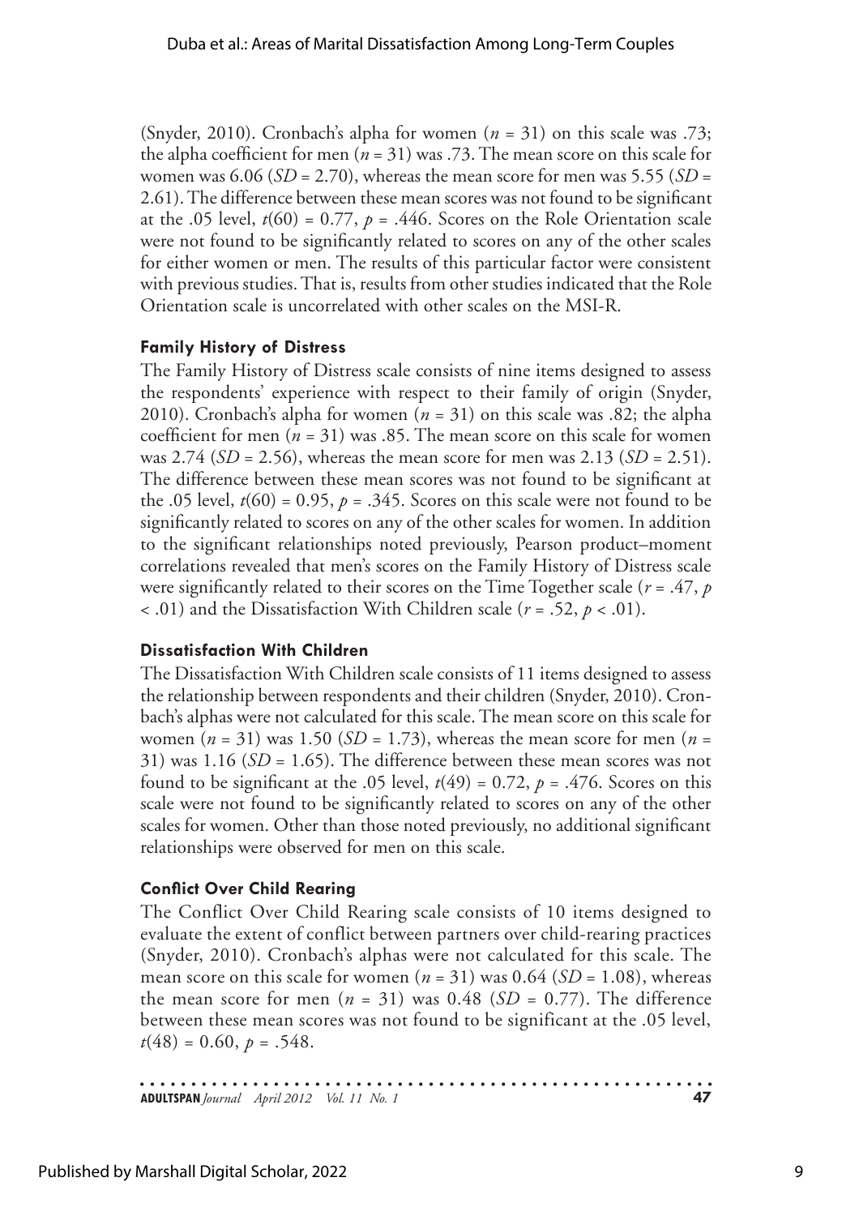(Snyder, 2010). Cronbach's alpha for women ($n$ = 31) on this scale was .73; the alpha coefficient for men ($n$ = 31) was .73. The mean score on this scale for women was 6.06 ($SD$ = 2.70), whereas the mean score for men was 5.55 ($SD$ = 2.61). The difference between these mean scores was not found to be significant at the .05 level, $t(60) = 0.77$, $p = .446$. Scores on the Role Orientation scale were not found to be significantly related to scores on any of the other scales for either women or men. The results of this particular factor were consistent with previous studies. That is, results from other studies indicated that the Role Orientation scale is uncorrelated with other scales on the MSI-R.

### Family History of Distress

The Family History of Distress scale consists of nine items designed to assess the respondents' experience with respect to their family of origin (Snyder, 2010). Cronbach's alpha for women ($n$ = 31) on this scale was .82; the alpha coefficient for men ($n$ = 31) was .85. The mean score on this scale for women was 2.74 ($SD$ = 2.56), whereas the mean score for men was 2.13 ($SD$ = 2.51). The difference between these mean scores was not found to be significant at the .05 level, $t(60) = 0.95$, $p = .345$. Scores on this scale were not found to be significantly related to scores on any of the other scales for women. In addition to the significant relationships noted previously, Pearson product–moment correlations revealed that men's scores on the Family History of Distress scale were significantly related to their scores on the Time Together scale ($r = .47$, $p < .01$) and the Dissatisfaction With Children scale ($r = .52$, $p < .01$).

### Dissatisfaction With Children

The Dissatisfaction With Children scale consists of 11 items designed to assess the relationship between respondents and their children (Snyder, 2010). Cronbach's alphas were not calculated for this scale. The mean score on this scale for women ($n$ = 31) was 1.50 ($SD$ = 1.73), whereas the mean score for men ($n$ = 31) was 1.16 ($SD$ = 1.65). The difference between these mean scores was not found to be significant at the .05 level, $t(49) = 0.72$, $p = .476$. Scores on this scale were not found to be significantly related to scores on any of the other scales for women. Other than those noted previously, no additional significant relationships were observed for men on this scale.

### Conflict Over Child Rearing

The Conflict Over Child Rearing scale consists of 10 items designed to evaluate the extent of conflict between partners over child-rearing practices (Snyder, 2010). Cronbach's alphas were not calculated for this scale. The mean score on this scale for women ($n$ = 31) was 0.64 ($SD$ = 1.08), whereas the mean score for men ($n$ = 31) was 0.48 ($SD$ = 0.77). The difference between these mean scores was not found to be significant at the .05 level, $t(48) = 0.60$, $p = .548$.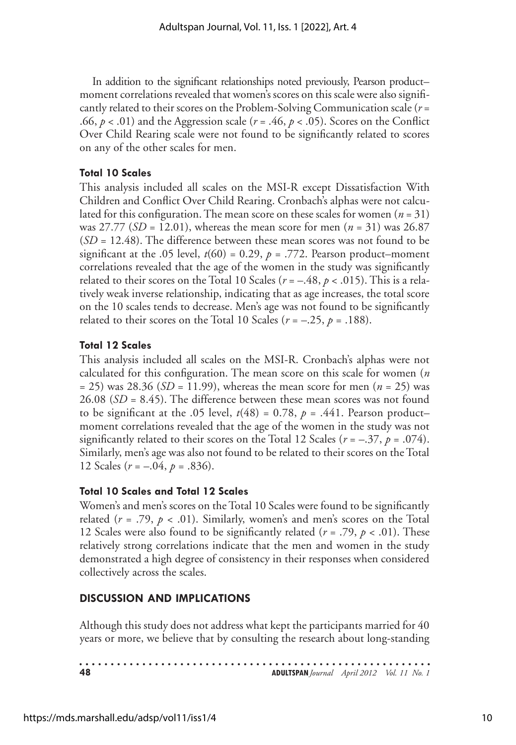In addition to the significant relationships noted previously, Pearson product–moment correlations revealed that women's scores on this scale were also significantly related to their scores on the Problem-Solving Communication scale ($r$ = .66, $p$ < .01) and the Aggression scale ($r$ = .46, $p$ < .05). Scores on the Conflict Over Child Rearing scale were not found to be significantly related to scores on any of the other scales for men.

#### Total 10 Scales

This analysis included all scales on the MSI-R except Dissatisfaction With Children and Conflict Over Child Rearing. Cronbach's alphas were not calculated for this configuration. The mean score on these scales for women ($n$ = 31) was 27.77 ($SD$ = 12.01), whereas the mean score for men ($n$ = 31) was 26.87 ($SD$ = 12.48). The difference between these mean scores was not found to be significant at the .05 level, $t(60)$ = 0.29, $p$ = .772. Pearson product–moment correlations revealed that the age of the women in the study was significantly related to their scores on the Total 10 Scales ($r$ = –.48, $p$ < .015). This is a relatively weak inverse relationship, indicating that as age increases, the total score on the 10 scales tends to decrease. Men's age was not found to be significantly related to their scores on the Total 10 Scales ($r$ = –.25, $p$ = .188).

#### Total 12 Scales

This analysis included all scales on the MSI-R. Cronbach's alphas were not calculated for this configuration. The mean score on this scale for women ($n$ = 25) was 28.36 ($SD$ = 11.99), whereas the mean score for men ($n$ = 25) was 26.08 ($SD$ = 8.45). The difference between these mean scores was not found to be significant at the .05 level, $t(48)$ = 0.78, $p$ = .441. Pearson product–moment correlations revealed that the age of the women in the study was not significantly related to their scores on the Total 12 Scales ($r$ = –.37, $p$ = .074). Similarly, men's age was also not found to be related to their scores on the Total 12 Scales ($r$ = –.04, $p$ = .836).

#### Total 10 Scales and Total 12 Scales

Women's and men's scores on the Total 10 Scales were found to be significantly related ($r$ = .79, $p$ < .01). Similarly, women's and men's scores on the Total 12 Scales were also found to be significantly related ($r$ = .79, $p$ < .01). These relatively strong correlations indicate that the men and women in the study demonstrated a high degree of consistency in their responses when considered collectively across the scales.

### DISCUSSION AND IMPLICATIONS

Although this study does not address what kept the participants married for 40 years or more, we believe that by consulting the research about long-standing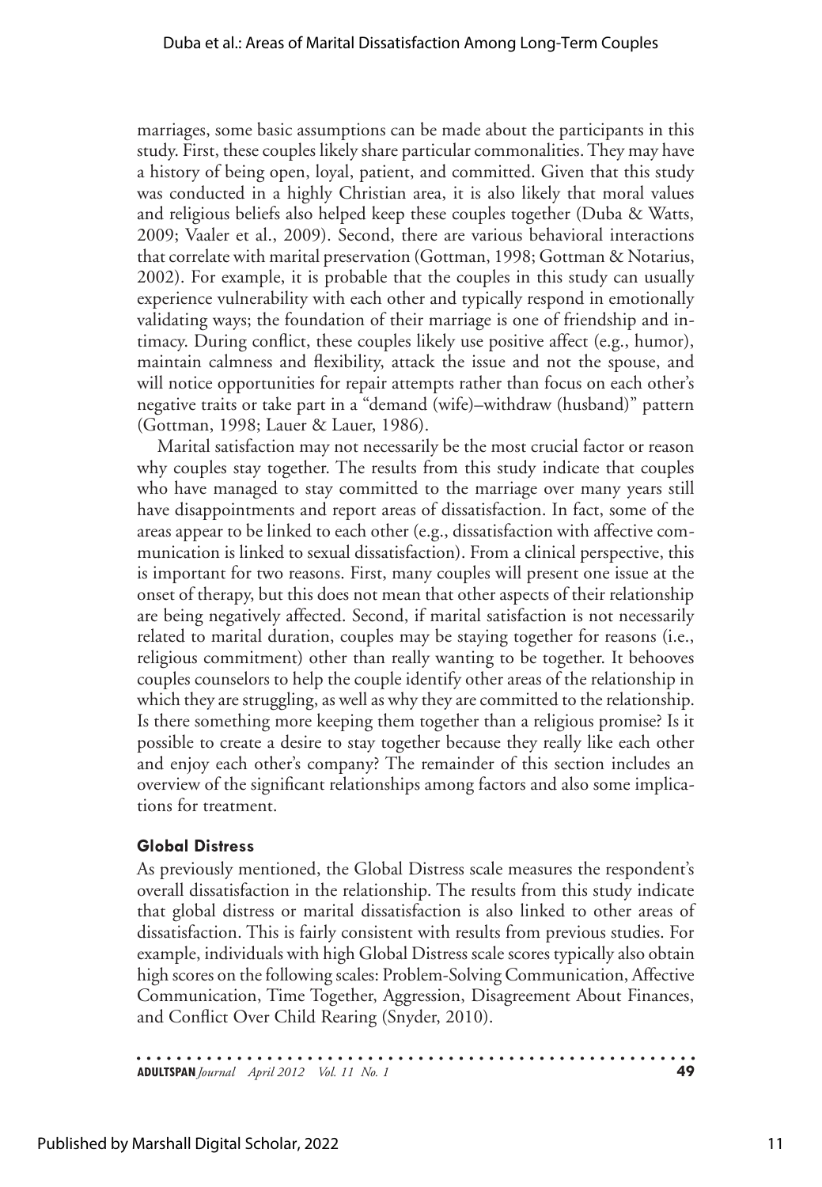marriages, some basic assumptions can be made about the participants in this study. First, these couples likely share particular commonalities. They may have a history of being open, loyal, patient, and committed. Given that this study was conducted in a highly Christian area, it is also likely that moral values and religious beliefs also helped keep these couples together (Duba & Watts, 2009; Vaaler et al., 2009). Second, there are various behavioral interactions that correlate with marital preservation (Gottman, 1998; Gottman & Notarius, 2002). For example, it is probable that the couples in this study can usually experience vulnerability with each other and typically respond in emotionally validating ways; the foundation of their marriage is one of friendship and intimacy. During conflict, these couples likely use positive affect (e.g., humor), maintain calmness and flexibility, attack the issue and not the spouse, and will notice opportunities for repair attempts rather than focus on each other's negative traits or take part in a "demand (wife)–withdraw (husband)" pattern (Gottman, 1998; Lauer & Lauer, 1986).

Marital satisfaction may not necessarily be the most crucial factor or reason why couples stay together. The results from this study indicate that couples who have managed to stay committed to the marriage over many years still have disappointments and report areas of dissatisfaction. In fact, some of the areas appear to be linked to each other (e.g., dissatisfaction with affective communication is linked to sexual dissatisfaction). From a clinical perspective, this is important for two reasons. First, many couples will present one issue at the onset of therapy, but this does not mean that other aspects of their relationship are being negatively affected. Second, if marital satisfaction is not necessarily related to marital duration, couples may be staying together for reasons (i.e., religious commitment) other than really wanting to be together. It behooves couples counselors to help the couple identify other areas of the relationship in which they are struggling, as well as why they are committed to the relationship. Is there something more keeping them together than a religious promise? Is it possible to create a desire to stay together because they really like each other and enjoy each other's company? The remainder of this section includes an overview of the significant relationships among factors and also some implications for treatment.

### Global Distress

As previously mentioned, the Global Distress scale measures the respondent's overall dissatisfaction in the relationship. The results from this study indicate that global distress or marital dissatisfaction is also linked to other areas of dissatisfaction. This is fairly consistent with results from previous studies. For example, individuals with high Global Distress scale scores typically also obtain high scores on the following scales: Problem-Solving Communication, Affective Communication, Time Together, Aggression, Disagreement About Finances, and Conflict Over Child Rearing (Snyder, 2010).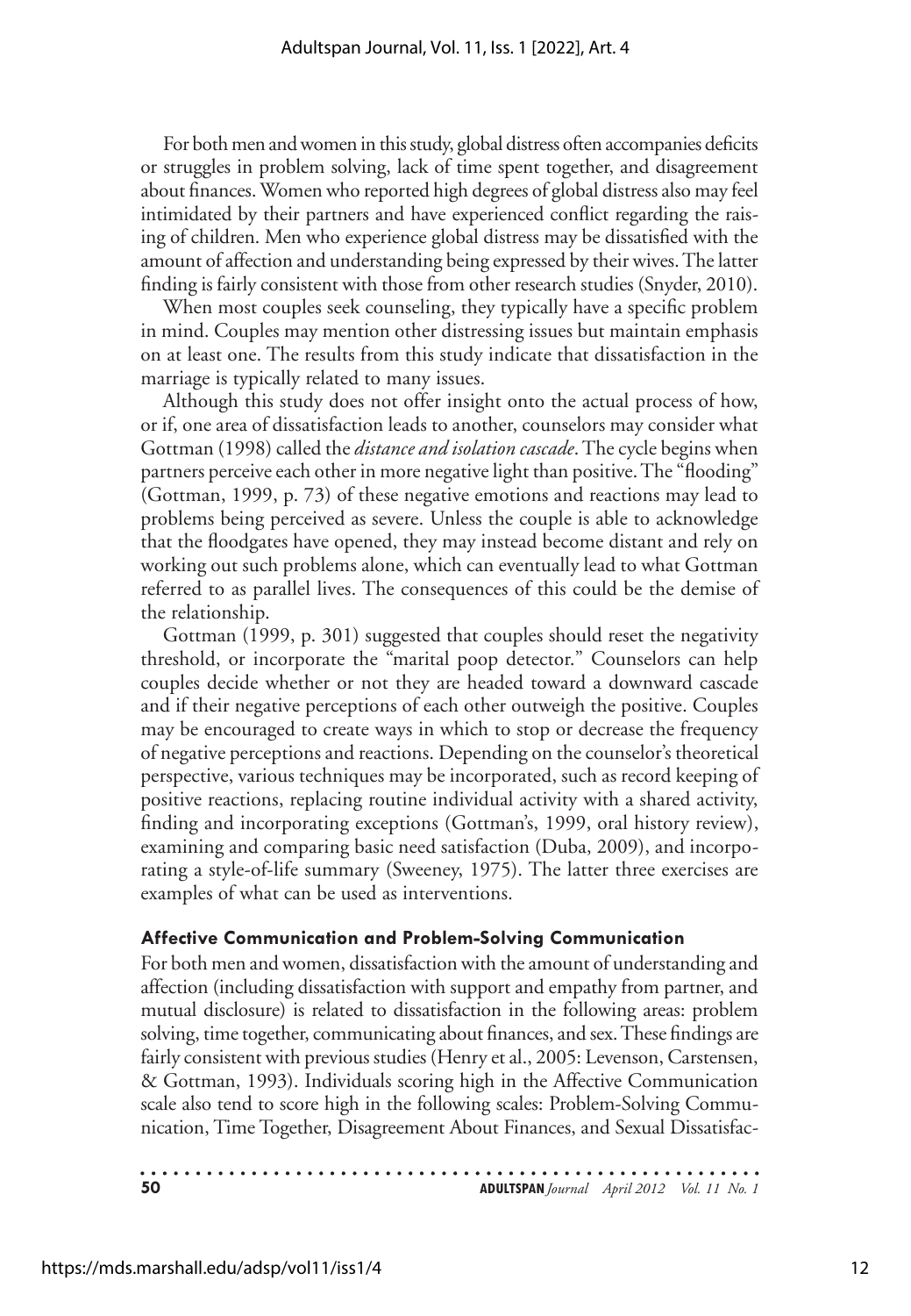For both men and women in this study, global distress often accompanies deficits or struggles in problem solving, lack of time spent together, and disagreement about finances. Women who reported high degrees of global distress also may feel intimidated by their partners and have experienced conflict regarding the raising of children. Men who experience global distress may be dissatisfied with the amount of affection and understanding being expressed by their wives. The latter finding is fairly consistent with those from other research studies (Snyder, 2010).

When most couples seek counseling, they typically have a specific problem in mind. Couples may mention other distressing issues but maintain emphasis on at least one. The results from this study indicate that dissatisfaction in the marriage is typically related to many issues.

Although this study does not offer insight onto the actual process of how, or if, one area of dissatisfaction leads to another, counselors may consider what Gottman (1998) called the *distance and isolation cascade*. The cycle begins when partners perceive each other in more negative light than positive. The "flooding" (Gottman, 1999, p. 73) of these negative emotions and reactions may lead to problems being perceived as severe. Unless the couple is able to acknowledge that the floodgates have opened, they may instead become distant and rely on working out such problems alone, which can eventually lead to what Gottman referred to as parallel lives. The consequences of this could be the demise of the relationship.

Gottman (1999, p. 301) suggested that couples should reset the negativity threshold, or incorporate the "marital poop detector." Counselors can help couples decide whether or not they are headed toward a downward cascade and if their negative perceptions of each other outweigh the positive. Couples may be encouraged to create ways in which to stop or decrease the frequency of negative perceptions and reactions. Depending on the counselor's theoretical perspective, various techniques may be incorporated, such as record keeping of positive reactions, replacing routine individual activity with a shared activity, finding and incorporating exceptions (Gottman's, 1999, oral history review), examining and comparing basic need satisfaction (Duba, 2009), and incorporating a style-of-life summary (Sweeney, 1975). The latter three exercises are examples of what can be used as interventions.

#### Affective Communication and Problem-Solving Communication

For both men and women, dissatisfaction with the amount of understanding and affection (including dissatisfaction with support and empathy from partner, and mutual disclosure) is related to dissatisfaction in the following areas: problem solving, time together, communicating about finances, and sex. These findings are fairly consistent with previous studies (Henry et al., 2005: Levenson, Carstensen, & Gottman, 1993). Individuals scoring high in the Affective Communication scale also tend to score high in the following scales: Problem-Solving Communication, Time Together, Disagreement About Finances, and Sexual Dissatisfac-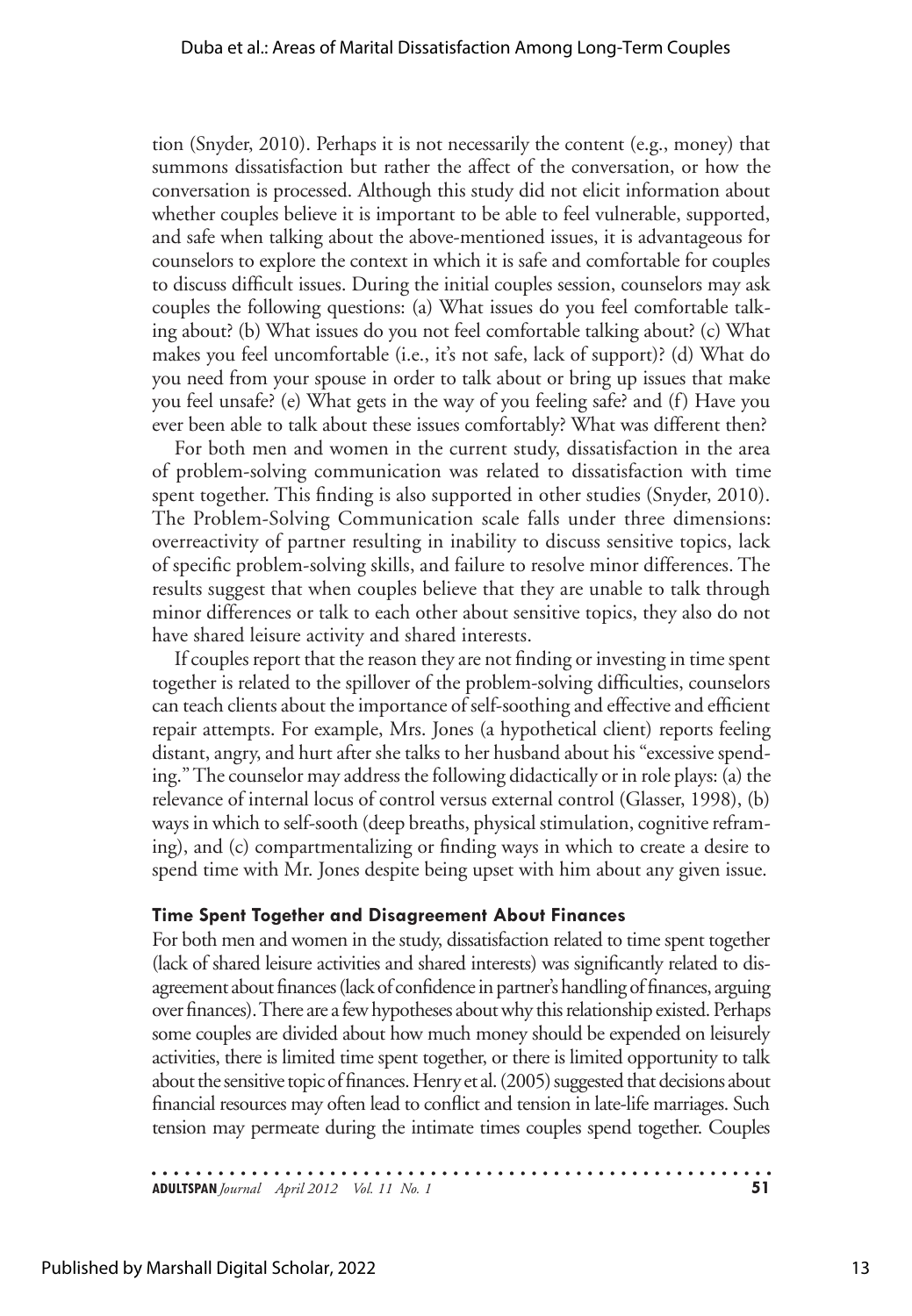tion (Snyder, 2010). Perhaps it is not necessarily the content (e.g., money) that summons dissatisfaction but rather the affect of the conversation, or how the conversation is processed. Although this study did not elicit information about whether couples believe it is important to be able to feel vulnerable, supported, and safe when talking about the above-mentioned issues, it is advantageous for counselors to explore the context in which it is safe and comfortable for couples to discuss difficult issues. During the initial couples session, counselors may ask couples the following questions: (a) What issues do you feel comfortable talking about? (b) What issues do you not feel comfortable talking about? (c) What makes you feel uncomfortable (i.e., it's not safe, lack of support)? (d) What do you need from your spouse in order to talk about or bring up issues that make you feel unsafe? (e) What gets in the way of you feeling safe? and (f) Have you ever been able to talk about these issues comfortably? What was different then?

For both men and women in the current study, dissatisfaction in the area of problem-solving communication was related to dissatisfaction with time spent together. This finding is also supported in other studies (Snyder, 2010). The Problem-Solving Communication scale falls under three dimensions: overreactivity of partner resulting in inability to discuss sensitive topics, lack of specific problem-solving skills, and failure to resolve minor differences. The results suggest that when couples believe that they are unable to talk through minor differences or talk to each other about sensitive topics, they also do not have shared leisure activity and shared interests.

If couples report that the reason they are not finding or investing in time spent together is related to the spillover of the problem-solving difficulties, counselors can teach clients about the importance of self-soothing and effective and efficient repair attempts. For example, Mrs. Jones (a hypothetical client) reports feeling distant, angry, and hurt after she talks to her husband about his "excessive spending." The counselor may address the following didactically or in role plays: (a) the relevance of internal locus of control versus external control (Glasser, 1998), (b) ways in which to self-sooth (deep breaths, physical stimulation, cognitive reframing), and (c) compartmentalizing or finding ways in which to create a desire to spend time with Mr. Jones despite being upset with him about any given issue.

### Time Spent Together and Disagreement About Finances

For both men and women in the study, dissatisfaction related to time spent together (lack of shared leisure activities and shared interests) was significantly related to disagreement about finances (lack of confidence in partner's handling of finances, arguing over finances). There are a few hypotheses about why this relationship existed. Perhaps some couples are divided about how much money should be expended on leisurely activities, there is limited time spent together, or there is limited opportunity to talk about the sensitive topic of finances. Henry et al. (2005) suggested that decisions about financial resources may often lead to conflict and tension in late-life marriages. Such tension may permeate during the intimate times couples spend together. Couples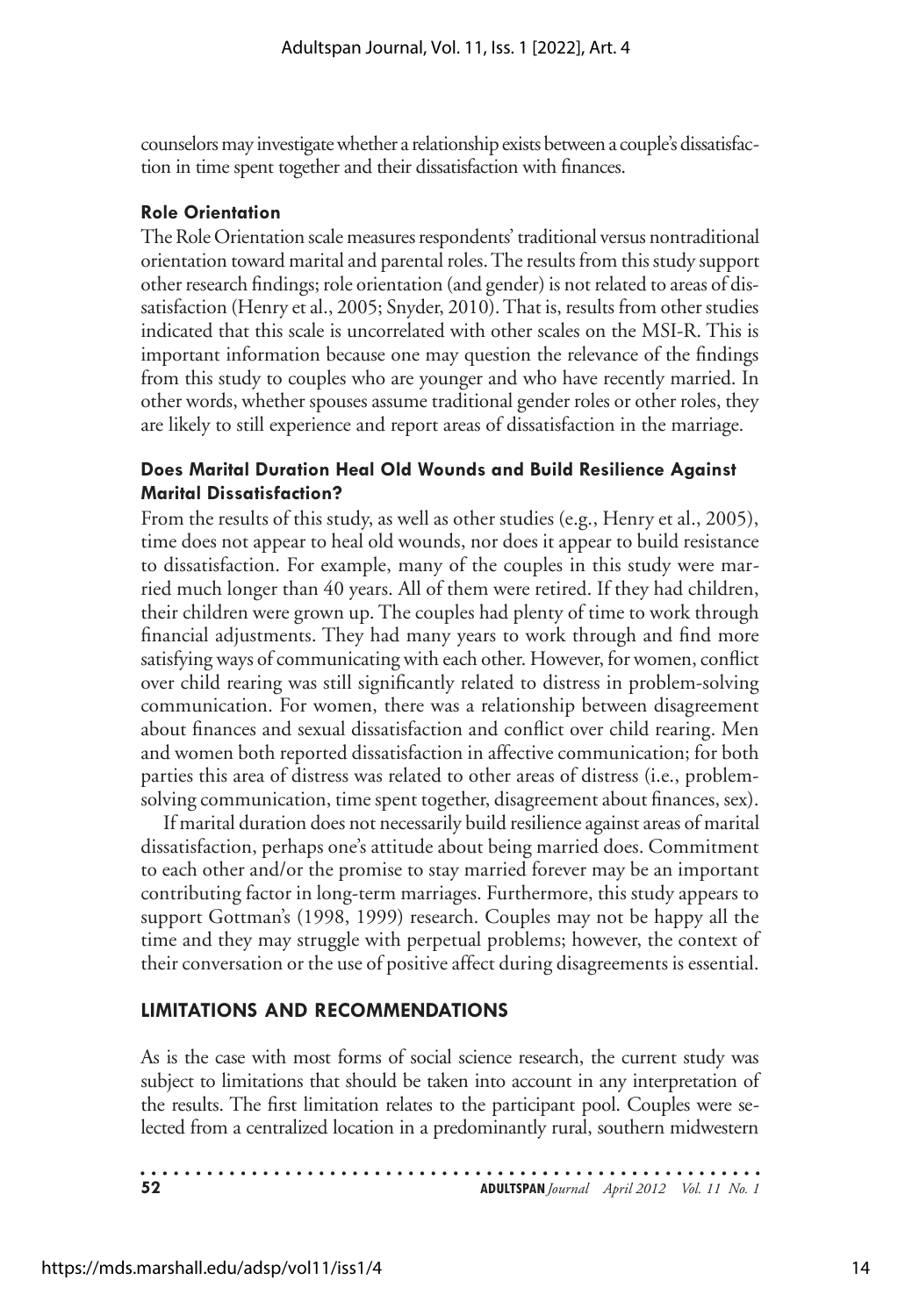counselors may investigate whether a relationship exists between a couple's dissatisfaction in time spent together and their dissatisfaction with finances.

### Role Orientation

The Role Orientation scale measures respondents' traditional versus nontraditional orientation toward marital and parental roles. The results from this study support other research findings; role orientation (and gender) is not related to areas of dissatisfaction (Henry et al., 2005; Snyder, 2010). That is, results from other studies indicated that this scale is uncorrelated with other scales on the MSI-R. This is important information because one may question the relevance of the findings from this study to couples who are younger and who have recently married. In other words, whether spouses assume traditional gender roles or other roles, they are likely to still experience and report areas of dissatisfaction in the marriage.

### Does Marital Duration Heal Old Wounds and Build Resilience Against Marital Dissatisfaction?

From the results of this study, as well as other studies (e.g., Henry et al., 2005), time does not appear to heal old wounds, nor does it appear to build resistance to dissatisfaction. For example, many of the couples in this study were married much longer than 40 years. All of them were retired. If they had children, their children were grown up. The couples had plenty of time to work through financial adjustments. They had many years to work through and find more satisfying ways of communicating with each other. However, for women, conflict over child rearing was still significantly related to distress in problem-solving communication. For women, there was a relationship between disagreement about finances and sexual dissatisfaction and conflict over child rearing. Men and women both reported dissatisfaction in affective communication; for both parties this area of distress was related to other areas of distress (i.e., problem-solving communication, time spent together, disagreement about finances, sex).

If marital duration does not necessarily build resilience against areas of marital dissatisfaction, perhaps one's attitude about being married does. Commitment to each other and/or the promise to stay married forever may be an important contributing factor in long-term marriages. Furthermore, this study appears to support Gottman's (1998, 1999) research. Couples may not be happy all the time and they may struggle with perpetual problems; however, the context of their conversation or the use of positive affect during disagreements is essential.

## LIMITATIONS AND RECOMMENDATIONS

As is the case with most forms of social science research, the current study was subject to limitations that should be taken into account in any interpretation of the results. The first limitation relates to the participant pool. Couples were selected from a centralized location in a predominantly rural, southern midwestern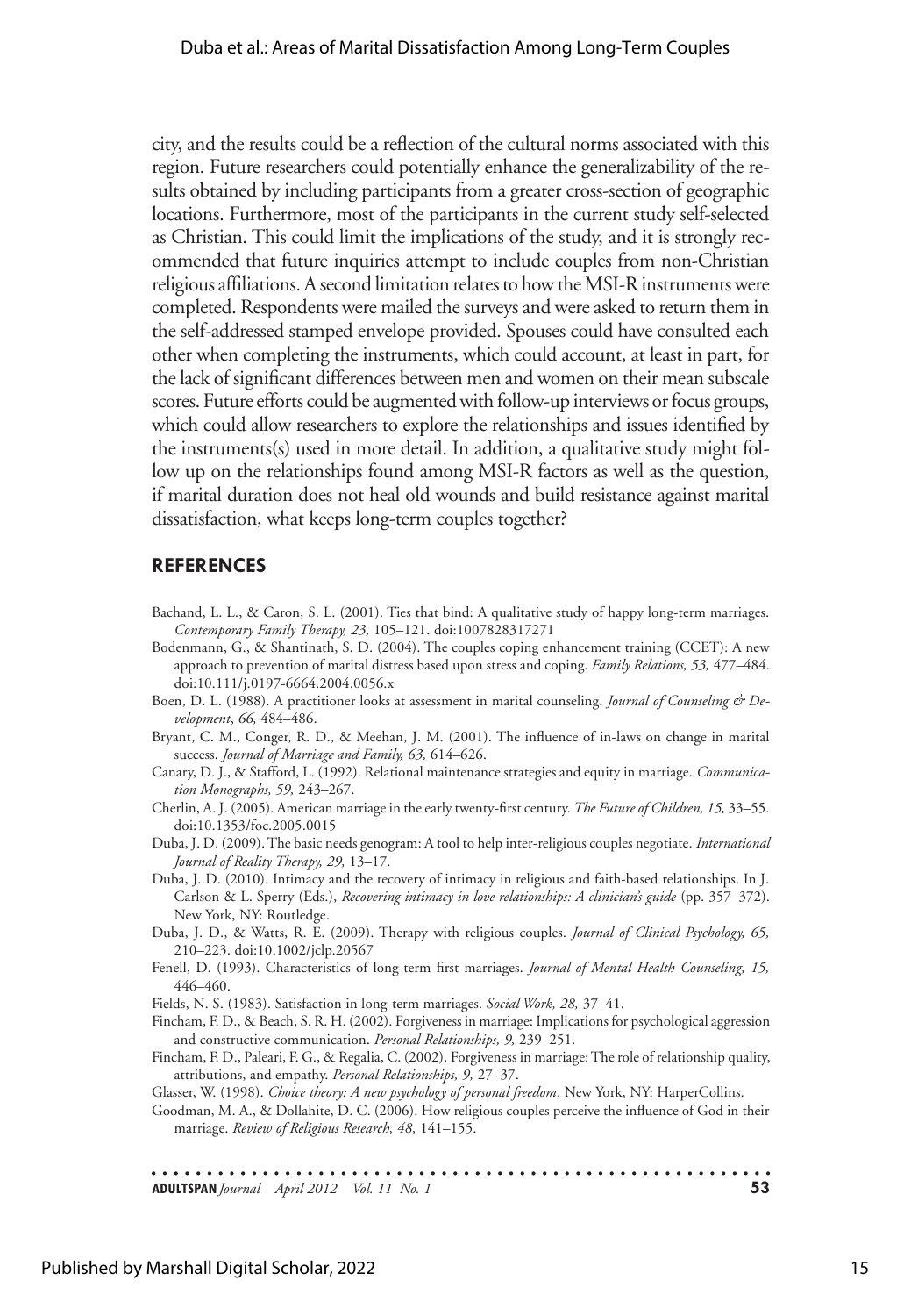city, and the results could be a reflection of the cultural norms associated with this region. Future researchers could potentially enhance the generalizability of the results obtained by including participants from a greater cross-section of geographic locations. Furthermore, most of the participants in the current study self-selected as Christian. This could limit the implications of the study, and it is strongly recommended that future inquiries attempt to include couples from non-Christian religious affiliations. A second limitation relates to how the MSI-R instruments were completed. Respondents were mailed the surveys and were asked to return them in the self-addressed stamped envelope provided. Spouses could have consulted each other when completing the instruments, which could account, at least in part, for the lack of significant differences between men and women on their mean subscale scores. Future efforts could be augmented with follow-up interviews or focus groups, which could allow researchers to explore the relationships and issues identified by the instruments(s) used in more detail. In addition, a qualitative study might follow up on the relationships found among MSI-R factors as well as the question, if marital duration does not heal old wounds and build resistance against marital dissatisfaction, what keeps long-term couples together?

## REFERENCES

Bachand, L. L., & Caron, S. L. (2001). Ties that bind: A qualitative study of happy long-term marriages. *Contemporary Family Therapy, 23,* 105–121. doi:1007828317271

Bodenmann, G., & Shantinath, S. D. (2004). The couples coping enhancement training (CCET): A new approach to prevention of marital distress based upon stress and coping. *Family Relations, 53,* 477–484. doi:10.111/j.0197-6664.2004.0056.x

Boen, D. L. (1988). A practitioner looks at assessment in marital counseling. *Journal of Counseling & Development*, *66,* 484–486.

Bryant, C. M., Conger, R. D., & Meehan, J. M. (2001). The influence of in-laws on change in marital success. *Journal of Marriage and Family, 63,* 614–626.

Canary, D. J., & Stafford, L. (1992). Relational maintenance strategies and equity in marriage. *Communication Monographs, 59,* 243–267.

Cherlin, A. J. (2005). American marriage in the early twenty-first century. *The Future of Children, 15,* 33–55. doi:10.1353/foc.2005.0015

Duba, J. D. (2009). The basic needs genogram: A tool to help inter-religious couples negotiate. *International Journal of Reality Therapy, 29,* 13–17.

Duba, J. D. (2010). Intimacy and the recovery of intimacy in religious and faith-based relationships. In J. Carlson & L. Sperry (Eds.), *Recovering intimacy in love relationships: A clinician's guide* (pp. 357–372). New York, NY: Routledge.

Duba, J. D., & Watts, R. E. (2009). Therapy with religious couples. *Journal of Clinical Psychology, 65,* 210–223. doi:10.1002/jclp.20567

Fenell, D. (1993). Characteristics of long-term first marriages. *Journal of Mental Health Counseling, 15,* 446–460.

Fields, N. S. (1983). Satisfaction in long-term marriages. *Social Work, 28,* 37–41.

Fincham, F. D., & Beach, S. R. H. (2002). Forgiveness in marriage: Implications for psychological aggression and constructive communication. *Personal Relationships, 9,* 239–251.

Fincham, F. D., Paleari, F. G., & Regalia, C. (2002). Forgiveness in marriage: The role of relationship quality, attributions, and empathy. *Personal Relationships, 9,* 27–37.

Glasser, W. (1998). *Choice theory: A new psychology of personal freedom*. New York, NY: HarperCollins.

Goodman, M. A., & Dollahite, D. C. (2006). How religious couples perceive the influence of God in their marriage. *Review of Religious Research, 48,* 141–155.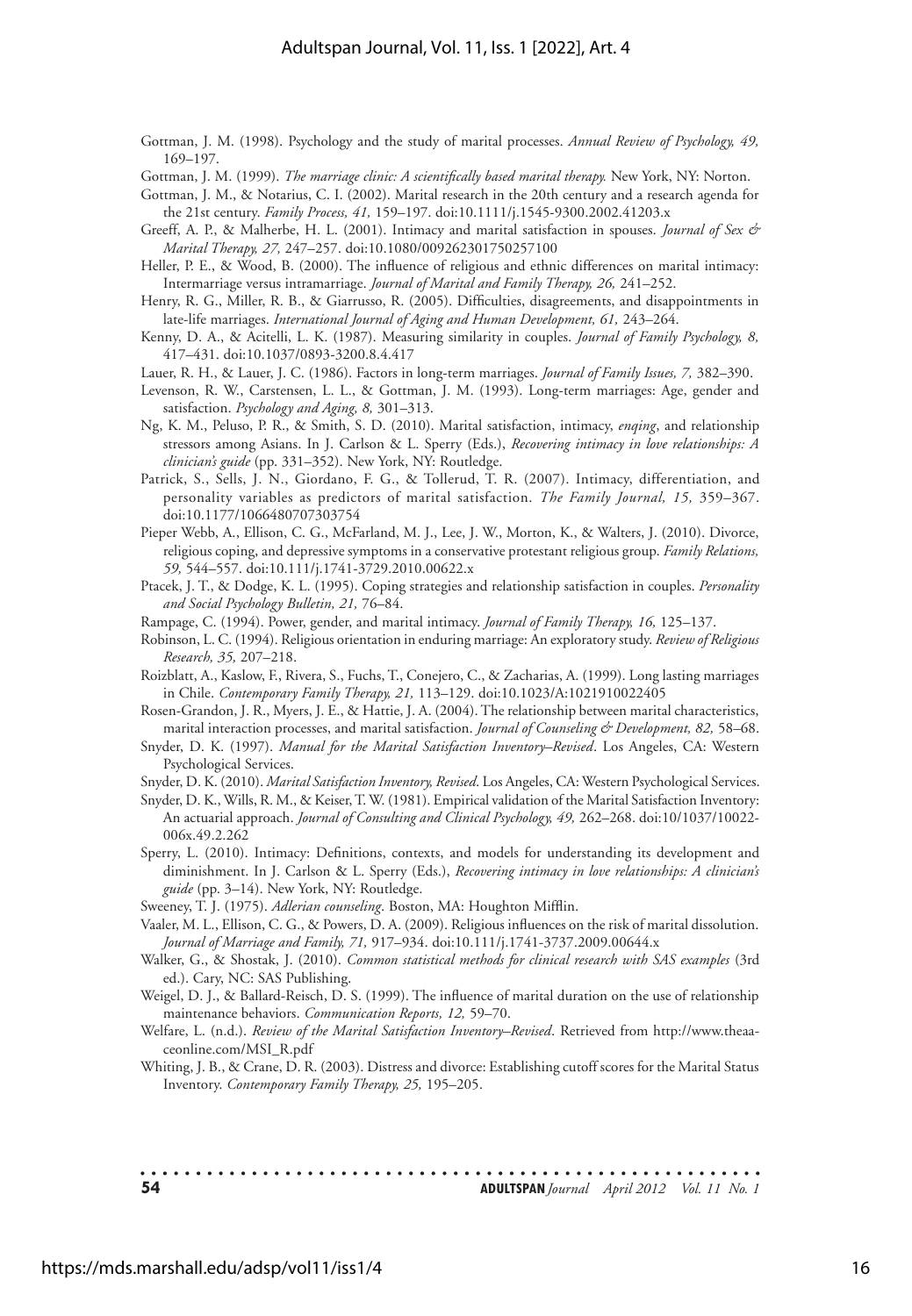Gottman, J. M. (1998). Psychology and the study of marital processes. *Annual Review of Psychology, 49,* 169–197.

Gottman, J. M. (1999). *The marriage clinic: A scientifically based marital therapy.* New York, NY: Norton.

Gottman, J. M., & Notarius, C. I. (2002). Marital research in the 20th century and a research agenda for the 21st century. *Family Process, 41,* 159–197. doi:10.1111/j.1545-9300.2002.41203.x

Greeff, A. P., & Malherbe, H. L. (2001). Intimacy and marital satisfaction in spouses. *Journal of Sex & Marital Therapy, 27,* 247–257. doi:10.1080/009262301750257100

Heller, P. E., & Wood, B. (2000). The influence of religious and ethnic differences on marital intimacy: Intermarriage versus intramarriage. *Journal of Marital and Family Therapy, 26,* 241–252.

Henry, R. G., Miller, R. B., & Giarrusso, R. (2005). Difficulties, disagreements, and disappointments in late-life marriages. *International Journal of Aging and Human Development, 61,* 243–264.

Kenny, D. A., & Acitelli, L. K. (1987). Measuring similarity in couples. *Journal of Family Psychology, 8,* 417–431. doi:10.1037/0893-3200.8.4.417

Lauer, R. H., & Lauer, J. C. (1986). Factors in long-term marriages. *Journal of Family Issues, 7,* 382–390.

Levenson, R. W., Carstensen, L. L., & Gottman, J. M. (1993). Long-term marriages: Age, gender and satisfaction. *Psychology and Aging, 8,* 301–313.

Ng, K. M., Peluso, P. R., & Smith, S. D. (2010). Marital satisfaction, intimacy, *enqing*, and relationship stressors among Asians. In J. Carlson & L. Sperry (Eds.), *Recovering intimacy in love relationships: A clinician's guide* (pp. 331–352). New York, NY: Routledge.

Patrick, S., Sells, J. N., Giordano, F. G., & Tollerud, T. R. (2007). Intimacy, differentiation, and personality variables as predictors of marital satisfaction. *The Family Journal, 15,* 359–367. doi:10.1177/1066480707303754

Pieper Webb, A., Ellison, C. G., McFarland, M. J., Lee, J. W., Morton, K., & Walters, J. (2010). Divorce, religious coping, and depressive symptoms in a conservative protestant religious group. *Family Relations, 59,* 544–557. doi:10.1111/j.1741-3729.2010.00622.x

Ptacek, J. T., & Dodge, K. L. (1995). Coping strategies and relationship satisfaction in couples. *Personality and Social Psychology Bulletin, 21,* 76–84.

Rampage, C. (1994). Power, gender, and marital intimacy. *Journal of Family Therapy, 16,* 125–137.

Robinson, L. C. (1994). Religious orientation in enduring marriage: An exploratory study. *Review of Religious Research, 35,* 207–218.

Roizblatt, A., Kaslow, F., Rivera, S., Fuchs, T., Conejero, C., & Zacharias, A. (1999). Long lasting marriages in Chile. *Contemporary Family Therapy, 21,* 113–129. doi:10.1023/A:1021910022405

Rosen-Grandon, J. R., Myers, J. E., & Hattie, J. A. (2004). The relationship between marital characteristics, marital interaction processes, and marital satisfaction. *Journal of Counseling & Development, 82,* 58–68.

Snyder, D. K. (1997). *Manual for the Marital Satisfaction Inventory–Revised*. Los Angeles, CA: Western Psychological Services.

Snyder, D. K. (2010). *Marital Satisfaction Inventory, Revised*. Los Angeles, CA: Western Psychological Services.

Snyder, D. K., Wills, R. M., & Keiser, T. W. (1981). Empirical validation of the Marital Satisfaction Inventory: An actuarial approach. *Journal of Consulting and Clinical Psychology, 49,* 262–268. doi:10/1037/10022-006x.49.2.262

Sperry, L. (2010). Intimacy: Definitions, contexts, and models for understanding its development and diminishment. In J. Carlson & L. Sperry (Eds.), *Recovering intimacy in love relationships: A clinician's guide* (pp. 3–14). New York, NY: Routledge.

Sweeney, T. J. (1975). *Adlerian counseling*. Boston, MA: Houghton Mifflin.

Vaaler, M. L., Ellison, C. G., & Powers, D. A. (2009). Religious influences on the risk of marital dissolution. *Journal of Marriage and Family, 71,* 917–934. doi:10.1111/j.1741-3737.2009.00644.x

Walker, G., & Shostak, J. (2010). *Common statistical methods for clinical research with SAS examples* (3rd ed.). Cary, NC: SAS Publishing.

Weigel, D. J., & Ballard-Reisch, D. S. (1999). The influence of marital duration on the use of relationship maintenance behaviors. *Communication Reports, 12,* 59–70.

Welfare, L. (n.d.). *Review of the Marital Satisfaction Inventory–Revised*. Retrieved from http://www.theaaceonline.com/MSI_R.pdf

Whiting, J. B., & Crane, D. R. (2003). Distress and divorce: Establishing cutoff scores for the Marital Status Inventory. *Contemporary Family Therapy, 25,* 195–205.